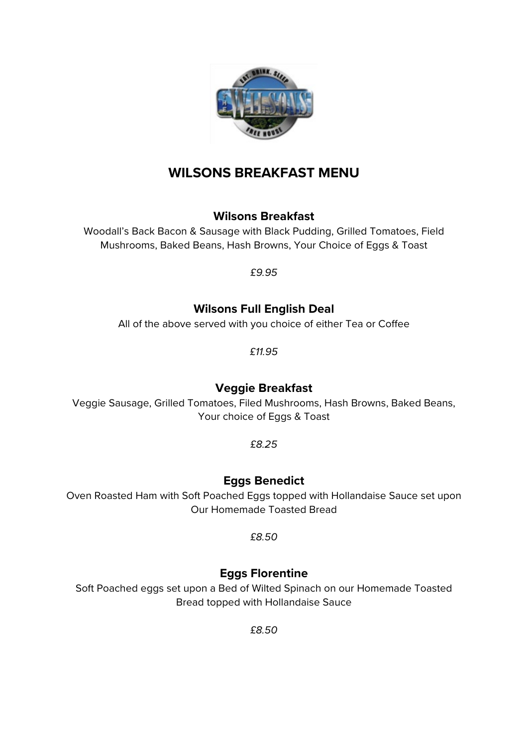# WILSONS BREAKFAST MENU

### Wilsons Breakfast

Woodall's Back Bacon & Sausage with Black Pudding, Grilled Tomatoes, Field Mushrooms, Baked Beans, Hash Browns, Your Choice of Eggs & Toast

*£9.95*

### Wilsons Full English Deal

All of the above served with you choice of either Tea or Coffee

*£11.95*

### Veggie Breakfast

Veggie Sausage, Grilled Tomatoes, Filed Mushrooms, Hash Browns, Baked Beans, Your choice of Eggs & Toast

*£8.25*

### Eggs Benedict

Oven Roasted Ham with Soft Poached Eggs topped with Hollandaise Sauce set upon Our Homemade Toasted Bread

*£8.50*

### Eggs Florentine

Soft Poached eggs set upon a Bed of Wilted Spinach on our Homemade Toasted Bread topped with Hollandaise Sauce

*£8.50*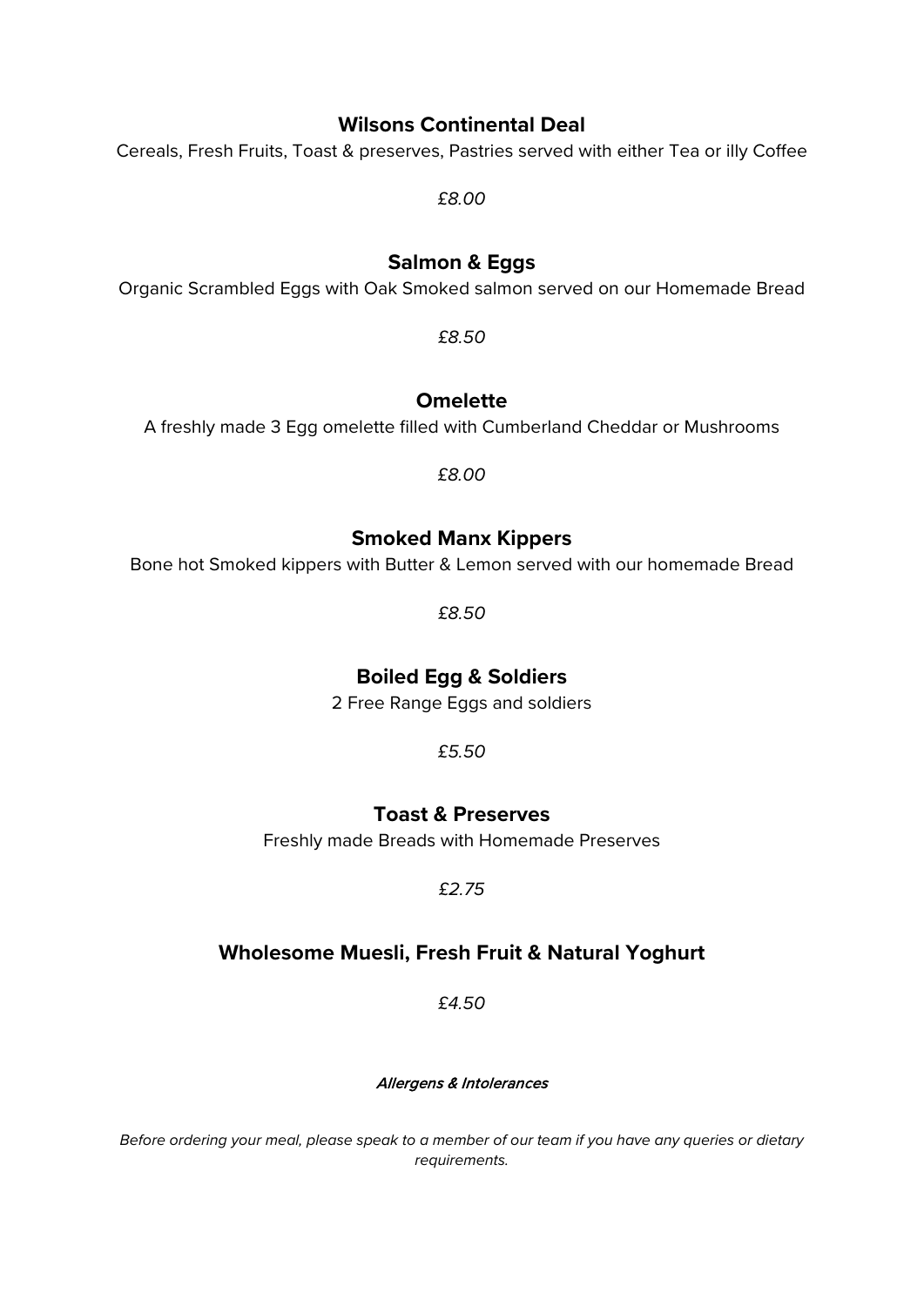## Wilsons Continental Deal

Cereals, Fresh Fruits, Toast & preserves, Pastries served with either Tea or illy Coffee

*£8.00*

## Salmon & Eggs

Organic Scrambled Eggs with Oak Smoked salmon served on our Homemade Bread

*£8.50*

## Omelette

A freshly made 3 Egg omelette filled with Cumberland Cheddar or Mushrooms

*£8.00*

## Smoked Manx Kippers

Bone hot Smoked kippers with Butter & Lemon served with our homemade Bread

*£8.50*

## Boiled Egg & Soldiers

2 Free Range Eggs and soldiers

*£5.50*

## Toast & Preserves

Freshly made Breads with Homemade Preserves

*£2.75*

## Wholesome Muesli, Fresh Fruit & Natural Yoghurt

*£4.50*

***Allergens & Intolerances***

*Before ordering your meal, please speak to a member of our team if you have any queries or dietary requirements.*